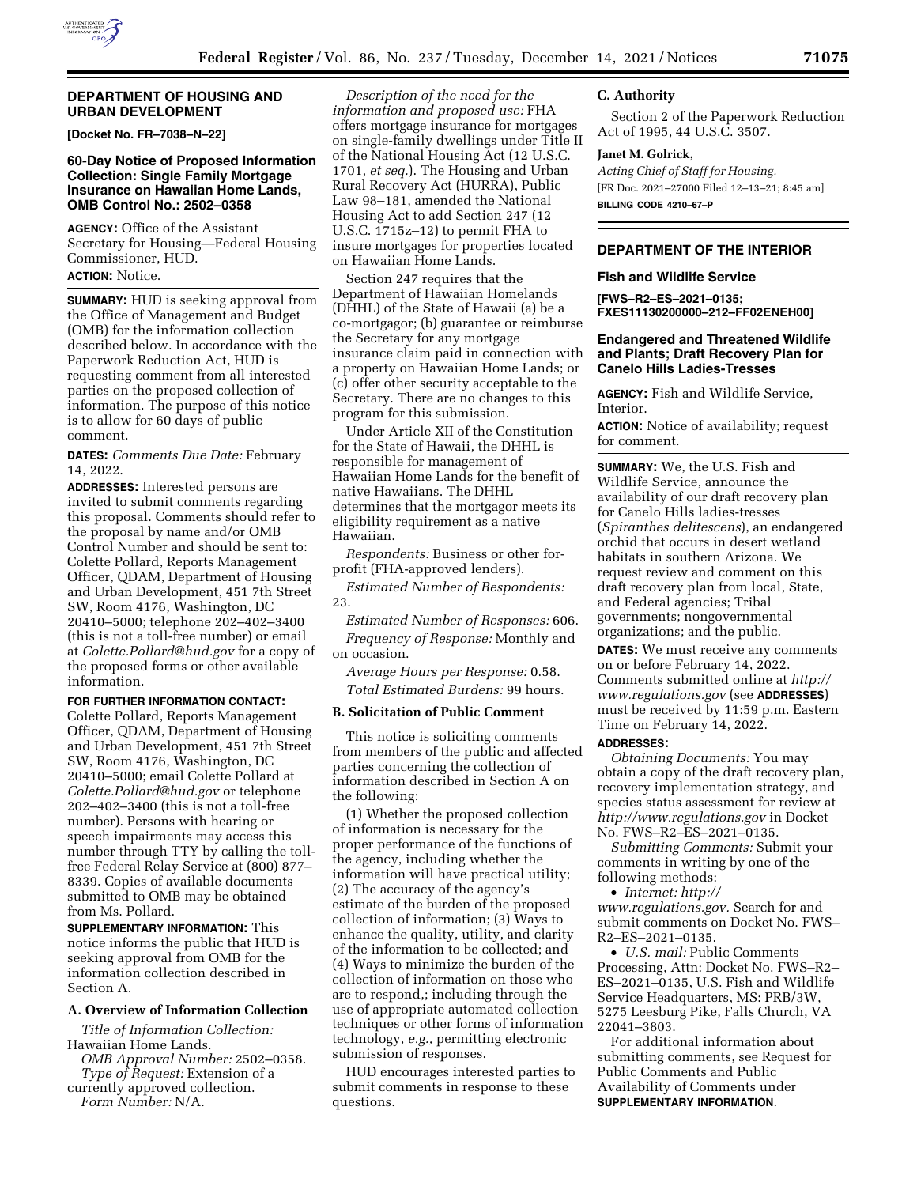## DEPARTMENT OF HOUSING AND URBAN DEVELOPMENT

**[Docket No. FR–7038–N–22]**

### 60-Day Notice of Proposed Information Collection: Single Family Mortgage Insurance on Hawaiian Home Lands, OMB Control No.: 2502–0358

**AGENCY:** Office of the Assistant Secretary for Housing—Federal Housing Commissioner, HUD.

**ACTION:** Notice.

**SUMMARY:** HUD is seeking approval from the Office of Management and Budget (OMB) for the information collection described below. In accordance with the Paperwork Reduction Act, HUD is requesting comment from all interested parties on the proposed collection of information. The purpose of this notice is to allow for 60 days of public comment.

**DATES:** *Comments Due Date:* February 14, 2022.

**ADDRESSES:** Interested persons are invited to submit comments regarding this proposal. Comments should refer to the proposal by name and/or OMB Control Number and should be sent to: Colette Pollard, Reports Management Officer, QDAM, Department of Housing and Urban Development, 451 7th Street SW, Room 4176, Washington, DC 20410–5000; telephone 202–402–3400 (this is not a toll-free number) or email at *Colette.Pollard@hud.gov* for a copy of the proposed forms or other available information.

**FOR FURTHER INFORMATION CONTACT:** Colette Pollard, Reports Management Officer, QDAM, Department of Housing and Urban Development, 451 7th Street SW, Room 4176, Washington, DC 20410–5000; email Colette Pollard at *Colette.Pollard@hud.gov* or telephone 202–402–3400 (this is not a toll-free number). Persons with hearing or speech impairments may access this number through TTY by calling the toll-free Federal Relay Service at (800) 877–8339. Copies of available documents submitted to OMB may be obtained from Ms. Pollard.

**SUPPLEMENTARY INFORMATION:** This notice informs the public that HUD is seeking approval from OMB for the information collection described in Section A.

#### A. Overview of Information Collection

*Title of Information Collection:* Hawaiian Home Lands.

*OMB Approval Number:* 2502–0358.

*Type of Request:* Extension of a currently approved collection.

*Form Number:* N/A.

*Description of the need for the information and proposed use:* FHA offers mortgage insurance for mortgages on single-family dwellings under Title II of the National Housing Act (12 U.S.C. 1701, *et seq.*). The Housing and Urban Rural Recovery Act (HURRA), Public Law 98–181, amended the National Housing Act to add Section 247 (12 U.S.C. 1715z–12) to permit FHA to insure mortgages for properties located on Hawaiian Home Lands.

Section 247 requires that the Department of Hawaiian Homelands (DHHL) of the State of Hawaii (a) be a co-mortgagor; (b) guarantee or reimburse the Secretary for any mortgage insurance claim paid in connection with a property on Hawaiian Home Lands; or (c) offer other security acceptable to the Secretary. There are no changes to this program for this submission.

Under Article XII of the Constitution for the State of Hawaii, the DHHL is responsible for management of Hawaiian Home Lands for the benefit of native Hawaiians. The DHHL determines that the mortgagor meets its eligibility requirement as a native Hawaiian.

*Respondents:* Business or other for-profit (FHA-approved lenders).

*Estimated Number of Respondents:* 23.

*Estimated Number of Responses:* 606.

*Frequency of Response:* Monthly and on occasion.

*Average Hours per Response:* 0.58.

*Total Estimated Burdens:* 99 hours.

#### B. Solicitation of Public Comment

This notice is soliciting comments from members of the public and affected parties concerning the collection of information described in Section A on the following:

(1) Whether the proposed collection of information is necessary for the proper performance of the functions of the agency, including whether the information will have practical utility; (2) The accuracy of the agency's estimate of the burden of the proposed collection of information; (3) Ways to enhance the quality, utility, and clarity of the information to be collected; and (4) Ways to minimize the burden of the collection of information on those who are to respond,; including through the use of appropriate automated collection techniques or other forms of information technology, *e.g.,* permitting electronic submission of responses.

HUD encourages interested parties to submit comments in response to these questions.

#### C. Authority

Section 2 of the Paperwork Reduction Act of 1995, 44 U.S.C. 3507.

**Janet M. Golrick,**

*Acting Chief of Staff for Housing.*

[FR Doc. 2021–27000 Filed 12–13–21; 8:45 am]

**BILLING CODE 4210–67–P**

## DEPARTMENT OF THE INTERIOR

### Fish and Wildlife Service

**[FWS–R2–ES–2021–0135; FXES11130200000–212–FF02ENEH00]**

### Endangered and Threatened Wildlife and Plants; Draft Recovery Plan for Canelo Hills Ladies-Tresses

**AGENCY:** Fish and Wildlife Service, Interior.

**ACTION:** Notice of availability; request for comment.

**SUMMARY:** We, the U.S. Fish and Wildlife Service, announce the availability of our draft recovery plan for Canelo Hills ladies-tresses (*Spiranthes delitescens*), an endangered orchid that occurs in desert wetland habitats in southern Arizona. We request review and comment on this draft recovery plan from local, State, and Federal agencies; Tribal governments; nongovernmental organizations; and the public.

**DATES:** We must receive any comments on or before February 14, 2022. Comments submitted online at *http://www.regulations.gov* (see **ADDRESSES**) must be received by 11:59 p.m. Eastern Time on February 14, 2022.

**ADDRESSES:**

*Obtaining Documents:* You may obtain a copy of the draft recovery plan, recovery implementation strategy, and species status assessment for review at *http://www.regulations.gov* in Docket No. FWS–R2–ES–2021–0135.

*Submitting Comments:* Submit your comments in writing by one of the following methods:

- *Internet: http://www.regulations.gov.* Search for and submit comments on Docket No. FWS–R2–ES–2021–0135.
- *U.S. mail:* Public Comments Processing, Attn: Docket No. FWS–R2–ES–2021–0135, U.S. Fish and Wildlife Service Headquarters, MS: PRB/3W, 5275 Leesburg Pike, Falls Church, VA 22041–3803.

For additional information about submitting comments, see Request for Public Comments and Public Availability of Comments under **SUPPLEMENTARY INFORMATION**.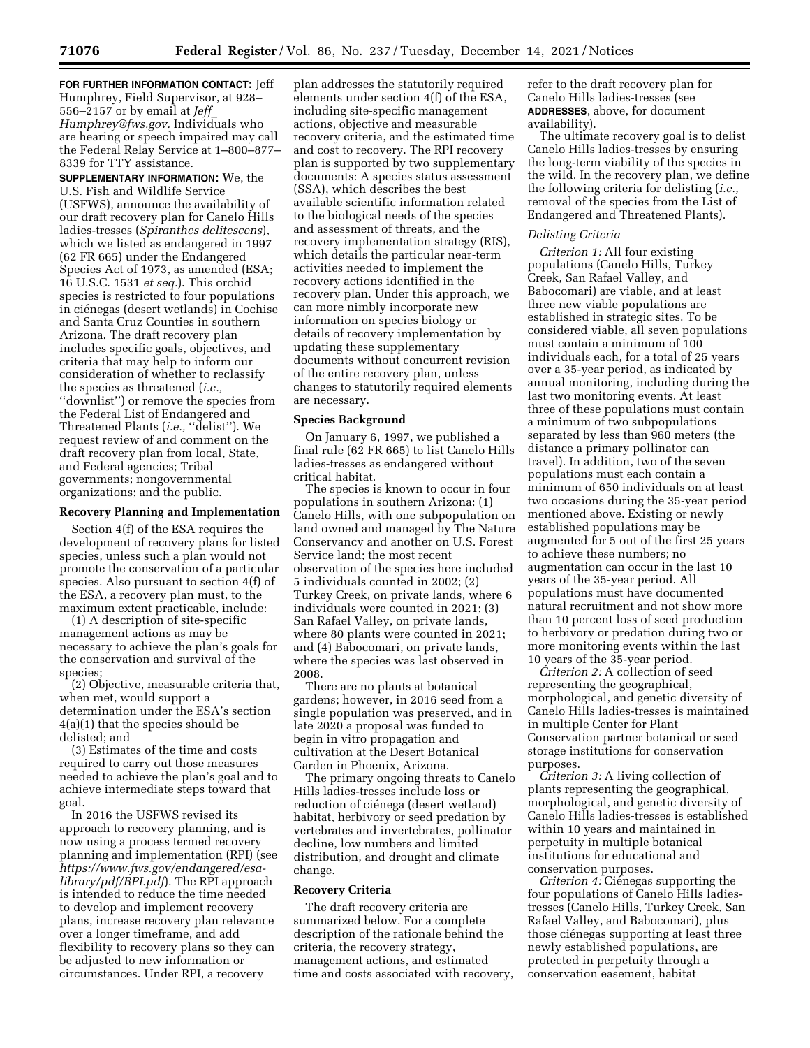**FOR FURTHER INFORMATION CONTACT:** Jeff Humphrey, Field Supervisor, at 928–556–2157 or by email at *Jeff_Humphrey@fws.gov*. Individuals who are hearing or speech impaired may call the Federal Relay Service at 1–800–877–8339 for TTY assistance.

**SUPPLEMENTARY INFORMATION:** We, the U.S. Fish and Wildlife Service (USFWS), announce the availability of our draft recovery plan for Canelo Hills ladies-tresses (*Spiranthes delitescens*), which we listed as endangered in 1997 (62 FR 665) under the Endangered Species Act of 1973, as amended (ESA; 16 U.S.C. 1531 *et seq.*). This orchid species is restricted to four populations in ciénegas (desert wetlands) in Cochise and Santa Cruz Counties in southern Arizona. The draft recovery plan includes specific goals, objectives, and criteria that may help to inform our consideration of whether to reclassify the species as threatened (*i.e.,* ''downlist'') or remove the species from the Federal List of Endangered and Threatened Plants (*i.e.,* ''delist''). We request review of and comment on the draft recovery plan from local, State, and Federal agencies; Tribal governments; nongovernmental organizations; and the public.

## Recovery Planning and Implementation

Section 4(f) of the ESA requires the development of recovery plans for listed species, unless such a plan would not promote the conservation of a particular species. Also pursuant to section 4(f) of the ESA, a recovery plan must, to the maximum extent practicable, include:

(1) A description of site-specific management actions as may be necessary to achieve the plan's goals for the conservation and survival of the species;

(2) Objective, measurable criteria that, when met, would support a determination under the ESA's section 4(a)(1) that the species should be delisted; and

(3) Estimates of the time and costs required to carry out those measures needed to achieve the plan's goal and to achieve intermediate steps toward that goal.

In 2016 the USFWS revised its approach to recovery planning, and is now using a process termed recovery planning and implementation (RPI) (see *https://www.fws.gov/endangered/esa-library/pdf/RPI.pdf*). The RPI approach is intended to reduce the time needed to develop and implement recovery plans, increase recovery plan relevance over a longer timeframe, and add flexibility to recovery plans so they can be adjusted to new information or circumstances. Under RPI, a recovery plan addresses the statutorily required elements under section 4(f) of the ESA, including site-specific management actions, objective and measurable recovery criteria, and the estimated time and cost to recovery. The RPI recovery plan is supported by two supplementary documents: A species status assessment (SSA), which describes the best available scientific information related to the biological needs of the species and assessment of threats, and the recovery implementation strategy (RIS), which details the particular near-term activities needed to implement the recovery actions identified in the recovery plan. Under this approach, we can more nimbly incorporate new information on species biology or details of recovery implementation by updating these supplementary documents without concurrent revision of the entire recovery plan, unless changes to statutorily required elements are necessary.

## Species Background

On January 6, 1997, we published a final rule (62 FR 665) to list Canelo Hills ladies-tresses as endangered without critical habitat.

The species is known to occur in four populations in southern Arizona: (1) Canelo Hills, with one subpopulation on land owned and managed by The Nature Conservancy and another on U.S. Forest Service land; the most recent observation of the species here included 5 individuals counted in 2002; (2) Turkey Creek, on private lands, where 6 individuals were counted in 2021; (3) San Rafael Valley, on private lands, where 80 plants were counted in 2021; and (4) Babocomari, on private lands, where the species was last observed in 2008.

There are no plants at botanical gardens; however, in 2016 seed from a single population was preserved, and in late 2020 a proposal was funded to begin in vitro propagation and cultivation at the Desert Botanical Garden in Phoenix, Arizona.

The primary ongoing threats to Canelo Hills ladies-tresses include loss or reduction of ciénega (desert wetland) habitat, herbivory or seed predation by vertebrates and invertebrates, pollinator decline, low numbers and limited distribution, and drought and climate change.

## Recovery Criteria

The draft recovery criteria are summarized below. For a complete description of the rationale behind the criteria, the recovery strategy, management actions, and estimated time and costs associated with recovery, refer to the draft recovery plan for Canelo Hills ladies-tresses (see **ADDRESSES**, above, for document availability).

The ultimate recovery goal is to delist Canelo Hills ladies-tresses by ensuring the long-term viability of the species in the wild. In the recovery plan, we define the following criteria for delisting (*i.e.,* removal of the species from the List of Endangered and Threatened Plants).

### *Delisting Criteria*

*Criterion 1:* All four existing populations (Canelo Hills, Turkey Creek, San Rafael Valley, and Babocomari) are viable, and at least three new viable populations are established in strategic sites. To be considered viable, all seven populations must contain a minimum of 100 individuals each, for a total of 25 years over a 35-year period, as indicated by annual monitoring, including during the last two monitoring events. At least three of these populations must contain a minimum of two subpopulations separated by less than 960 meters (the distance a primary pollinator can travel). In addition, two of the seven populations must each contain a minimum of 650 individuals on at least two occasions during the 35-year period mentioned above. Existing or newly established populations may be augmented for 5 out of the first 25 years to achieve these numbers; no augmentation can occur in the last 10 years of the 35-year period. All populations must have documented natural recruitment and not show more than 10 percent loss of seed production to herbivory or predation during two or more monitoring events within the last 10 years of the 35-year period.

*Criterion 2:* A collection of seed representing the geographical, morphological, and genetic diversity of Canelo Hills ladies-tresses is maintained in multiple Center for Plant Conservation partner botanical or seed storage institutions for conservation purposes.

*Criterion 3:* A living collection of plants representing the geographical, morphological, and genetic diversity of Canelo Hills ladies-tresses is established within 10 years and maintained in perpetuity in multiple botanical institutions for educational and conservation purposes.

*Criterion 4:* Ciénegas supporting the four populations of Canelo Hills ladies-tresses (Canelo Hills, Turkey Creek, San Rafael Valley, and Babocomari), plus those ciénegas supporting at least three newly established populations, are protected in perpetuity through a conservation easement, habitat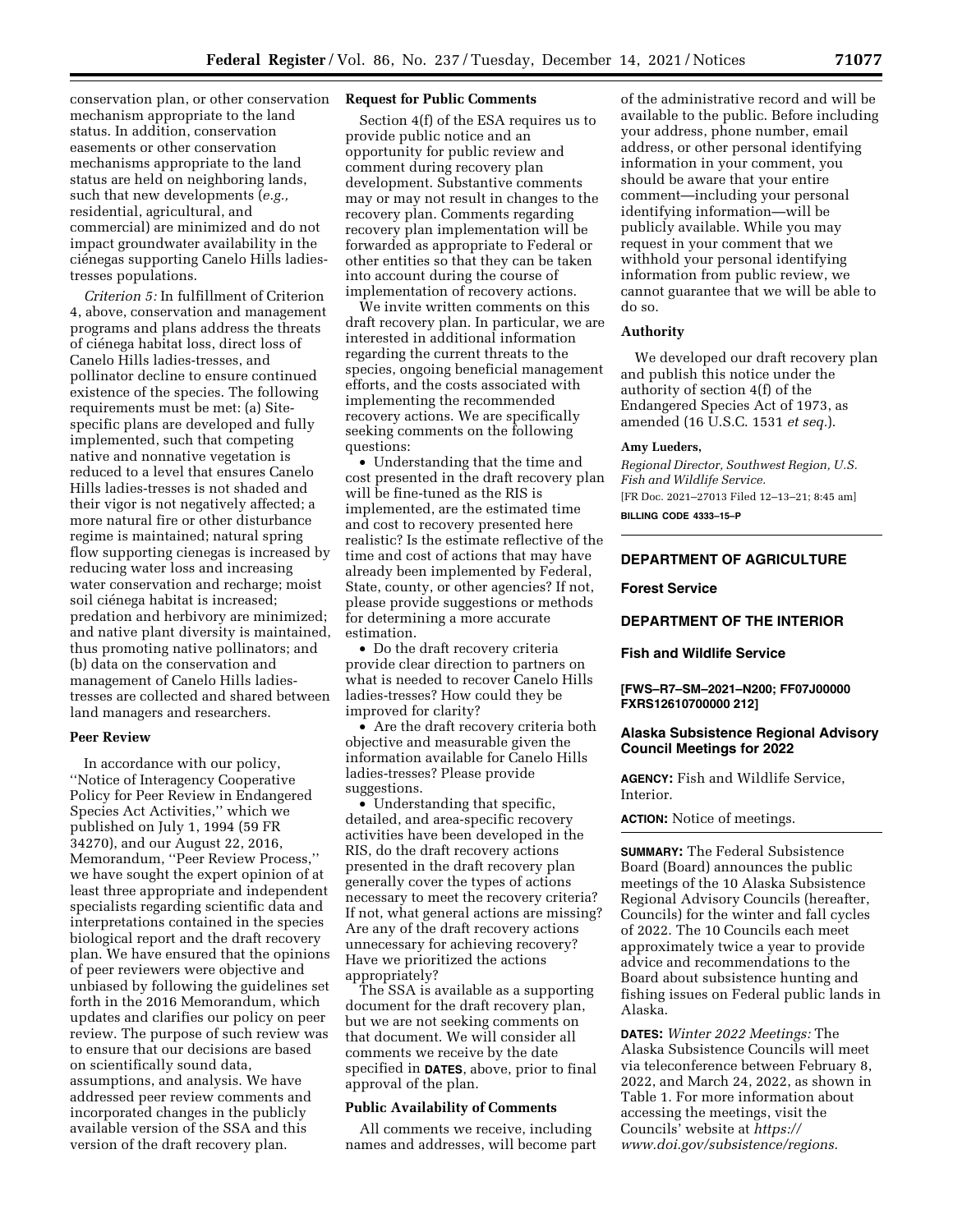conservation plan, or other conservation mechanism appropriate to the land status. In addition, conservation easements or other conservation mechanisms appropriate to the land status are held on neighboring lands, such that new developments (*e.g.,* residential, agricultural, and commercial) are minimized and do not impact groundwater availability in the ciénegas supporting Canelo Hills ladies-tresses populations.

*Criterion 5:* In fulfillment of Criterion 4, above, conservation and management programs and plans address the threats of ciénega habitat loss, direct loss of Canelo Hills ladies-tresses, and pollinator decline to ensure continued existence of the species. The following requirements must be met: (a) Site-specific plans are developed and fully implemented, such that competing native and nonnative vegetation is reduced to a level that ensures Canelo Hills ladies-tresses is not shaded and their vigor is not negatively affected; a more natural fire or other disturbance regime is maintained; natural spring flow supporting cienegas is increased by reducing water loss and increasing water conservation and recharge; moist soil ciénega habitat is increased; predation and herbivory are minimized; and native plant diversity is maintained, thus promoting native pollinators; and (b) data on the conservation and management of Canelo Hills ladies-tresses are collected and shared between land managers and researchers.

**Peer Review**

In accordance with our policy, ''Notice of Interagency Cooperative Policy for Peer Review in Endangered Species Act Activities,'' which we published on July 1, 1994 (59 FR 34270), and our August 22, 2016, Memorandum, ''Peer Review Process,'' we have sought the expert opinion of at least three appropriate and independent specialists regarding scientific data and interpretations contained in the species biological report and the draft recovery plan. We have ensured that the opinions of peer reviewers were objective and unbiased by following the guidelines set forth in the 2016 Memorandum, which updates and clarifies our policy on peer review. The purpose of such review was to ensure that our decisions are based on scientifically sound data, assumptions, and analysis. We have addressed peer review comments and incorporated changes in the publicly available version of the SSA and this version of the draft recovery plan.

**Request for Public Comments**

Section 4(f) of the ESA requires us to provide public notice and an opportunity for public review and comment during recovery plan development. Substantive comments may or may not result in changes to the recovery plan. Comments regarding recovery plan implementation will be forwarded as appropriate to Federal or other entities so that they can be taken into account during the course of implementation of recovery actions.

We invite written comments on this draft recovery plan. In particular, we are interested in additional information regarding the current threats to the species, ongoing beneficial management efforts, and the costs associated with implementing the recommended recovery actions. We are specifically seeking comments on the following questions:

- Understanding that the time and cost presented in the draft recovery plan will be fine-tuned as the RIS is implemented, are the estimated time and cost to recovery presented here realistic? Is the estimate reflective of the time and cost of actions that may have already been implemented by Federal, State, county, or other agencies? If not, please provide suggestions or methods for determining a more accurate estimation.
- Do the draft recovery criteria provide clear direction to partners on what is needed to recover Canelo Hills ladies-tresses? How could they be improved for clarity?
- Are the draft recovery criteria both objective and measurable given the information available for Canelo Hills ladies-tresses? Please provide suggestions.
- Understanding that specific, detailed, and area-specific recovery activities have been developed in the RIS, do the draft recovery actions presented in the draft recovery plan generally cover the types of actions necessary to meet the recovery criteria? If not, what general actions are missing? Are any of the draft recovery actions unnecessary for achieving recovery? Have we prioritized the actions appropriately?

The SSA is available as a supporting document for the draft recovery plan, but we are not seeking comments on that document. We will consider all comments we receive by the date specified in **DATES**, above, prior to final approval of the plan.

**Public Availability of Comments**

All comments we receive, including names and addresses, will become part of the administrative record and will be available to the public. Before including your address, phone number, email address, or other personal identifying information in your comment, you should be aware that your entire comment—including your personal identifying information—will be publicly available. While you may request in your comment that we withhold your personal identifying information from public review, we cannot guarantee that we will be able to do so.

**Authority**

We developed our draft recovery plan and publish this notice under the authority of section 4(f) of the Endangered Species Act of 1973, as amended (16 U.S.C. 1531 *et seq.*).

**Amy Lueders,**

*Regional Director, Southwest Region, U.S. Fish and Wildlife Service.*

[FR Doc. 2021–27013 Filed 12–13–21; 8:45 am]

**BILLING CODE 4333–15–P**

---

## DEPARTMENT OF AGRICULTURE

### Forest Service

## DEPARTMENT OF THE INTERIOR

### Fish and Wildlife Service

**[FWS–R7–SM–2021–N200; FF07J00000 FXRS12610700000 212]**

## Alaska Subsistence Regional Advisory Council Meetings for 2022

**AGENCY:** Fish and Wildlife Service, Interior.

**ACTION:** Notice of meetings.

**SUMMARY:** The Federal Subsistence Board (Board) announces the public meetings of the 10 Alaska Subsistence Regional Advisory Councils (hereafter, Councils) for the winter and fall cycles of 2022. The 10 Councils each meet approximately twice a year to provide advice and recommendations to the Board about subsistence hunting and fishing issues on Federal public lands in Alaska.

**DATES:** *Winter 2022 Meetings:* The Alaska Subsistence Councils will meet via teleconference between February 8, 2022, and March 24, 2022, as shown in Table 1. For more information about accessing the meetings, visit the Councils' website at *https://www.doi.gov/subsistence/regions.*